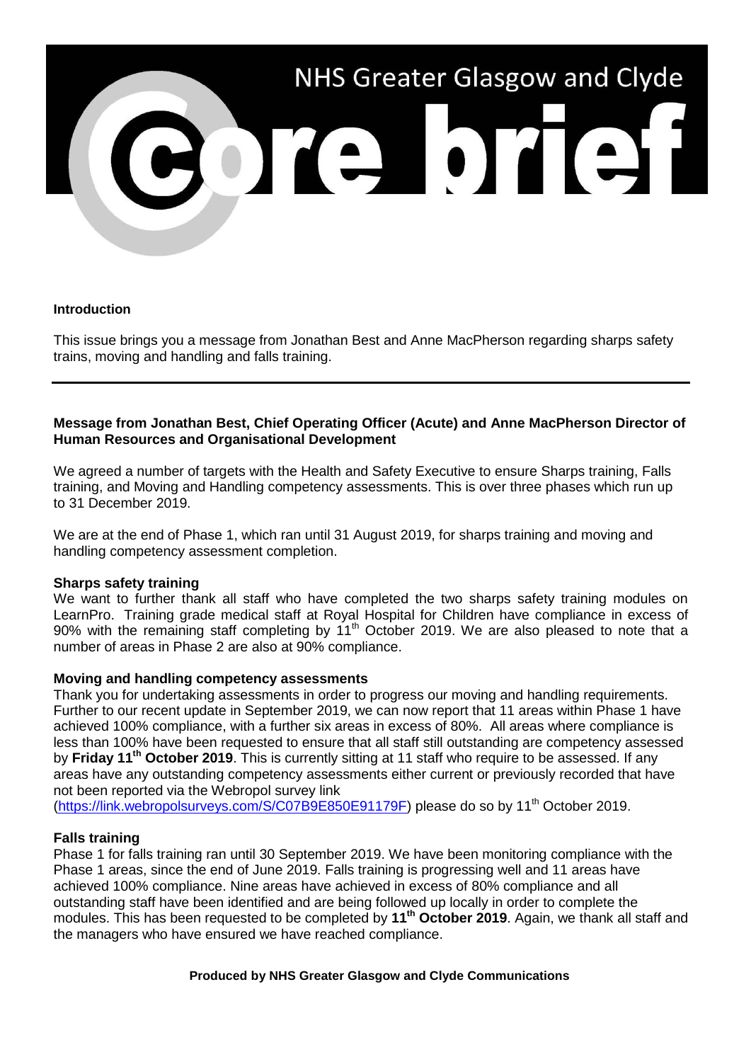# NHS Greater Glasgow and Clyde

# core brief

**Introduction**

This issue brings you a message from Jonathan Best and Anne MacPherson regarding sharps safety trains, moving and handling and falls training.

---

**Message from Jonathan Best, Chief Operating Officer (Acute) and Anne MacPherson Director of Human Resources and Organisational Development**

We agreed a number of targets with the Health and Safety Executive to ensure Sharps training, Falls training, and Moving and Handling competency assessments. This is over three phases which run up to 31 December 2019.

We are at the end of Phase 1, which ran until 31 August 2019, for sharps training and moving and handling competency assessment completion.

**Sharps safety training**

We want to further thank all staff who have completed the two sharps safety training modules on LearnPro. Training grade medical staff at Royal Hospital for Children have compliance in excess of 90% with the remaining staff completing by 11th October 2019. We are also pleased to note that a number of areas in Phase 2 are also at 90% compliance.

**Moving and handling competency assessments**

Thank you for undertaking assessments in order to progress our moving and handling requirements. Further to our recent update in September 2019, we can now report that 11 areas within Phase 1 have achieved 100% compliance, with a further six areas in excess of 80%. All areas where compliance is less than 100% have been requested to ensure that all staff still outstanding are competency assessed by **Friday 11th October 2019**. This is currently sitting at 11 staff who require to be assessed. If any areas have any outstanding competency assessments either current or previously recorded that have not been reported via the Webropol survey link (https://link.webropolsurveys.com/S/C07B9E850E91179F) please do so by 11th October 2019.

**Falls training**

Phase 1 for falls training ran until 30 September 2019. We have been monitoring compliance with the Phase 1 areas, since the end of June 2019. Falls training is progressing well and 11 areas have achieved 100% compliance. Nine areas have achieved in excess of 80% compliance and all outstanding staff have been identified and are being followed up locally in order to complete the modules. This has been requested to be completed by **11th October 2019**. Again, we thank all staff and the managers who have ensured we have reached compliance.

**Produced by NHS Greater Glasgow and Clyde Communications**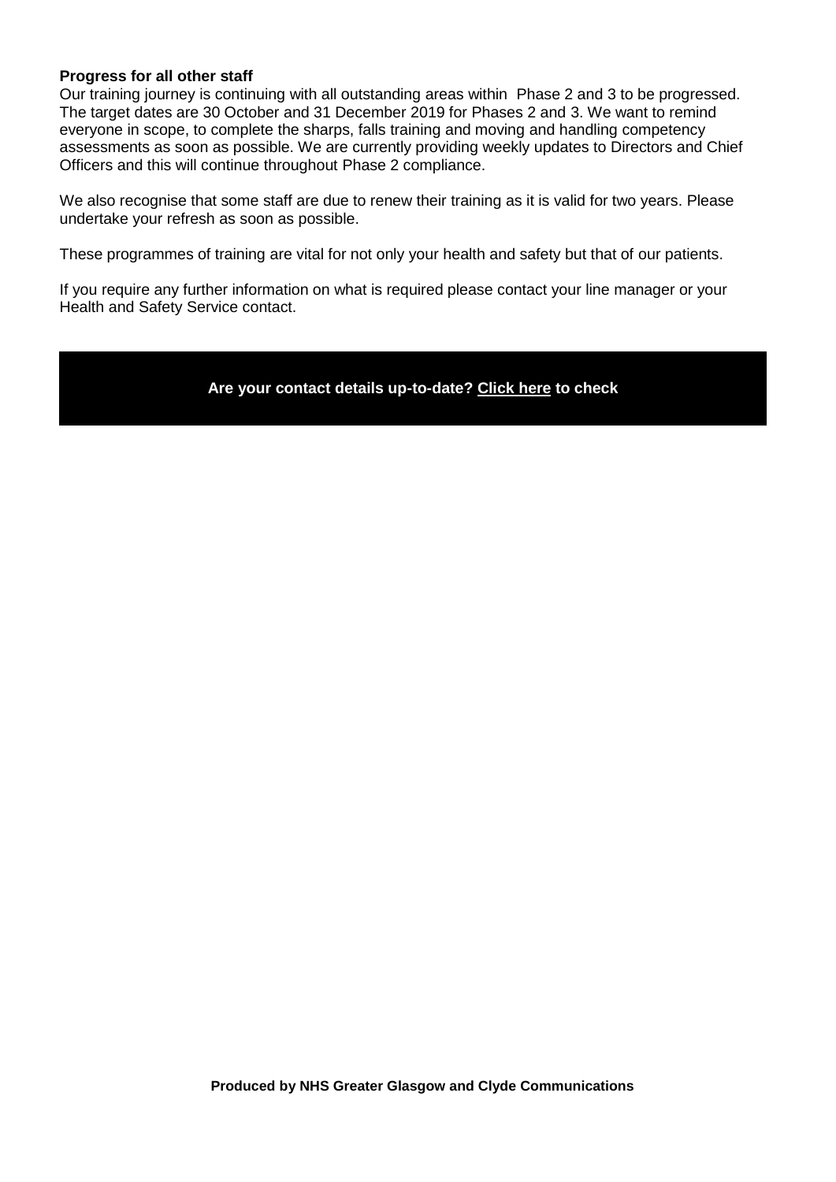**Progress for all other staff**

Our training journey is continuing with all outstanding areas within Phase 2 and 3 to be progressed. The target dates are 30 October and 31 December 2019 for Phases 2 and 3. We want to remind everyone in scope, to complete the sharps, falls training and moving and handling competency assessments as soon as possible. We are currently providing weekly updates to Directors and Chief Officers and this will continue throughout Phase 2 compliance.

We also recognise that some staff are due to renew their training as it is valid for two years. Please undertake your refresh as soon as possible.

These programmes of training are vital for not only your health and safety but that of our patients.

If you require any further information on what is required please contact your line manager or your Health and Safety Service contact.

**Are your contact details up-to-date? Click here to check**

**Produced by NHS Greater Glasgow and Clyde Communications**